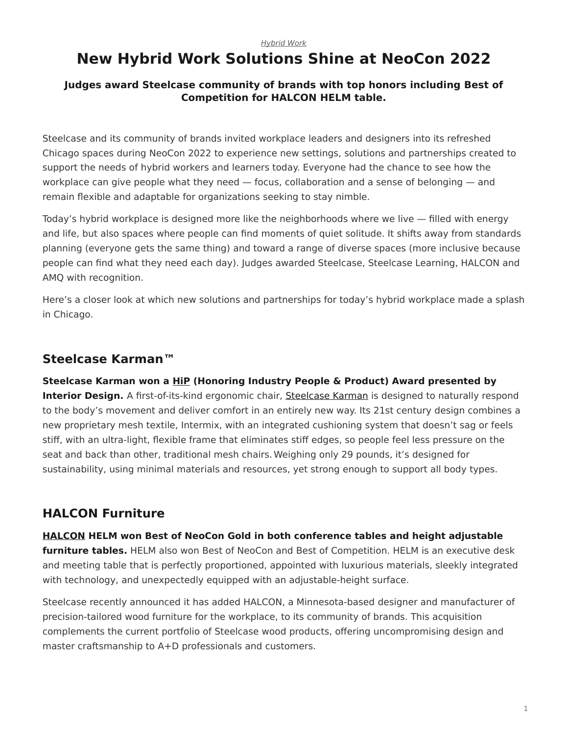*Hybrid Work*

# New Hybrid Work Solutions Shine at NeoCon 2022

**Judges award Steelcase community of brands with top honors including Best of Competition for HALCON HELM table.**

Steelcase and its community of brands invited workplace leaders and designers into its refreshed Chicago spaces during NeoCon 2022 to experience new settings, solutions and partnerships created to support the needs of hybrid workers and learners today. Everyone had the chance to see how the workplace can give people what they need — focus, collaboration and a sense of belonging — and remain flexible and adaptable for organizations seeking to stay nimble.

Today's hybrid workplace is designed more like the neighborhoods where we live — filled with energy and life, but also spaces where people can find moments of quiet solitude. It shifts away from standards planning (everyone gets the same thing) and toward a range of diverse spaces (more inclusive because people can find what they need each day). Judges awarded Steelcase, Steelcase Learning, HALCON and AMQ with recognition.

Here's a closer look at which new solutions and partnerships for today's hybrid workplace made a splash in Chicago.

## Steelcase Karman™

**Steelcase Karman won a HiP (Honoring Industry People & Product) Award presented by Interior Design.** A first-of-its-kind ergonomic chair, Steelcase Karman is designed to naturally respond to the body's movement and deliver comfort in an entirely new way. Its 21st century design combines a new proprietary mesh textile, Intermix, with an integrated cushioning system that doesn't sag or feels stiff, with an ultra-light, flexible frame that eliminates stiff edges, so people feel less pressure on the seat and back than other, traditional mesh chairs. Weighing only 29 pounds, it's designed for sustainability, using minimal materials and resources, yet strong enough to support all body types.

## HALCON Furniture

**HALCON HELM won Best of NeoCon Gold in both conference tables and height adjustable furniture tables.** HELM also won Best of NeoCon and Best of Competition. HELM is an executive desk and meeting table that is perfectly proportioned, appointed with luxurious materials, sleekly integrated with technology, and unexpectedly equipped with an adjustable-height surface.

Steelcase recently announced it has added HALCON, a Minnesota-based designer and manufacturer of precision-tailored wood furniture for the workplace, to its community of brands. This acquisition complements the current portfolio of Steelcase wood products, offering uncompromising design and master craftsmanship to A+D professionals and customers.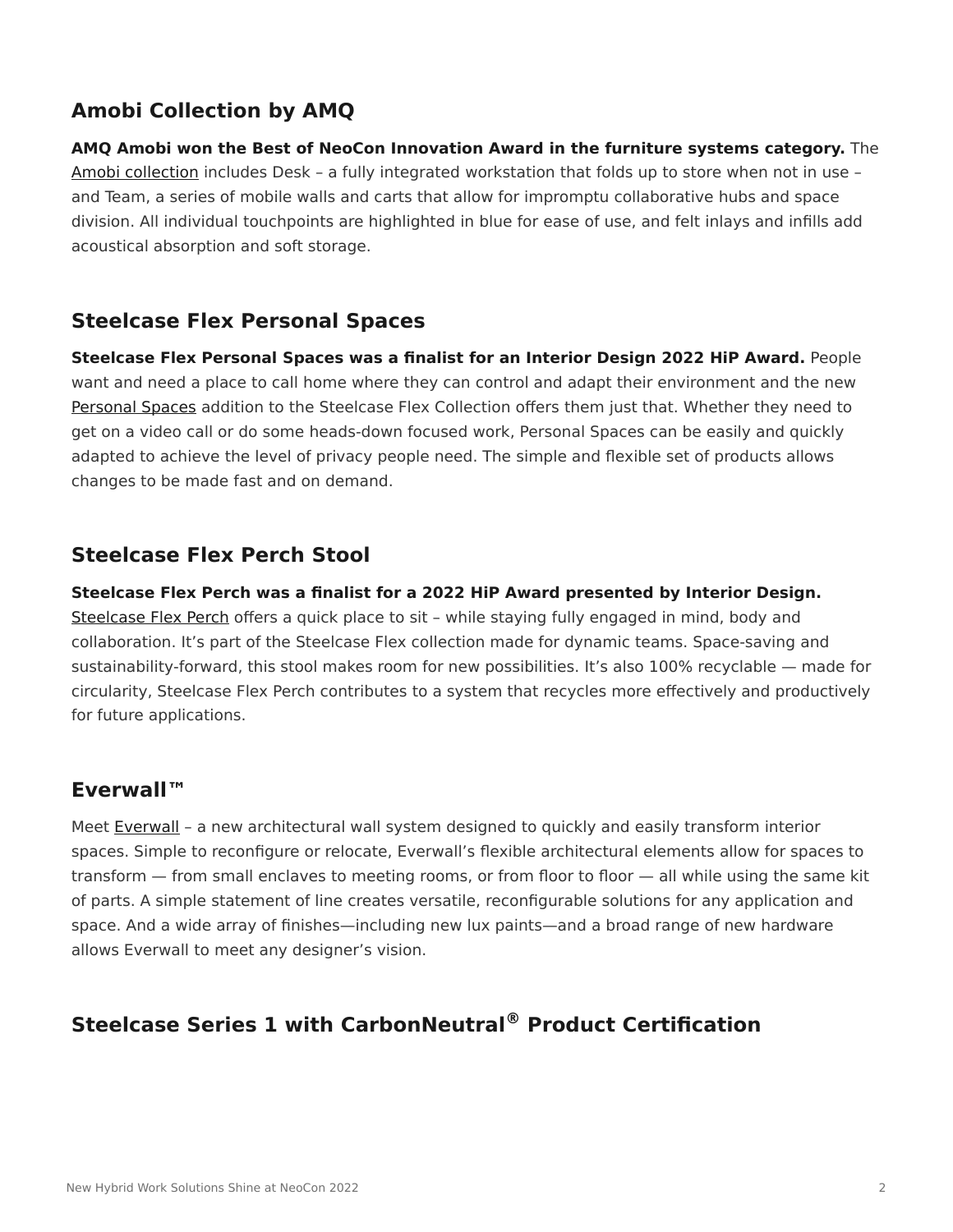## Amobi Collection by AMQ

**AMQ Amobi won the Best of NeoCon Innovation Award in the furniture systems category.** The Amobi collection includes Desk – a fully integrated workstation that folds up to store when not in use – and Team, a series of mobile walls and carts that allow for impromptu collaborative hubs and space division. All individual touchpoints are highlighted in blue for ease of use, and felt inlays and infills add acoustical absorption and soft storage.

## Steelcase Flex Personal Spaces

**Steelcase Flex Personal Spaces was a finalist for an Interior Design 2022 HiP Award.** People want and need a place to call home where they can control and adapt their environment and the new Personal Spaces addition to the Steelcase Flex Collection offers them just that. Whether they need to get on a video call or do some heads-down focused work, Personal Spaces can be easily and quickly adapted to achieve the level of privacy people need. The simple and flexible set of products allows changes to be made fast and on demand.

## Steelcase Flex Perch Stool

**Steelcase Flex Perch was a finalist for a 2022 HiP Award presented by Interior Design.** Steelcase Flex Perch offers a quick place to sit – while staying fully engaged in mind, body and collaboration. It's part of the Steelcase Flex collection made for dynamic teams. Space-saving and sustainability-forward, this stool makes room for new possibilities. It's also 100% recyclable — made for circularity, Steelcase Flex Perch contributes to a system that recycles more effectively and productively for future applications.

## Everwall™

Meet Everwall – a new architectural wall system designed to quickly and easily transform interior spaces. Simple to reconfigure or relocate, Everwall's flexible architectural elements allow for spaces to transform — from small enclaves to meeting rooms, or from floor to floor — all while using the same kit of parts. A simple statement of line creates versatile, reconfigurable solutions for any application and space. And a wide array of finishes—including new lux paints—and a broad range of new hardware allows Everwall to meet any designer's vision.

## Steelcase Series 1 with CarbonNeutral® Product Certification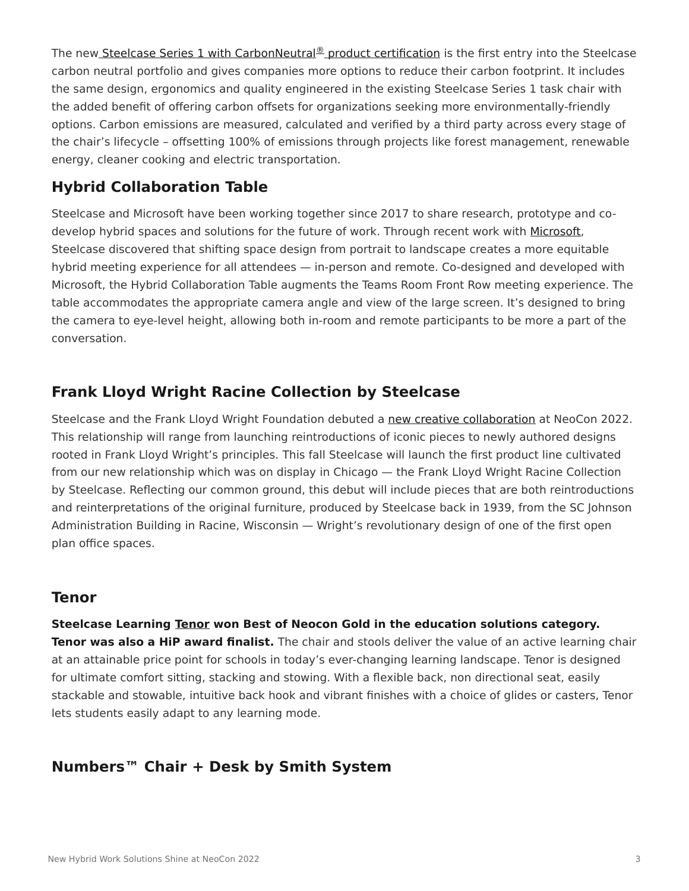The new Steelcase Series 1 with CarbonNeutral® product certification is the first entry into the Steelcase carbon neutral portfolio and gives companies more options to reduce their carbon footprint. It includes the same design, ergonomics and quality engineered in the existing Steelcase Series 1 task chair with the added benefit of offering carbon offsets for organizations seeking more environmentally-friendly options. Carbon emissions are measured, calculated and verified by a third party across every stage of the chair's lifecycle – offsetting 100% of emissions through projects like forest management, renewable energy, cleaner cooking and electric transportation.

## Hybrid Collaboration Table

Steelcase and Microsoft have been working together since 2017 to share research, prototype and co-develop hybrid spaces and solutions for the future of work. Through recent work with Microsoft, Steelcase discovered that shifting space design from portrait to landscape creates a more equitable hybrid meeting experience for all attendees — in-person and remote. Co-designed and developed with Microsoft, the Hybrid Collaboration Table augments the Teams Room Front Row meeting experience. The table accommodates the appropriate camera angle and view of the large screen. It's designed to bring the camera to eye-level height, allowing both in-room and remote participants to be more a part of the conversation.

## Frank Lloyd Wright Racine Collection by Steelcase

Steelcase and the Frank Lloyd Wright Foundation debuted a new creative collaboration at NeoCon 2022. This relationship will range from launching reintroductions of iconic pieces to newly authored designs rooted in Frank Lloyd Wright's principles. This fall Steelcase will launch the first product line cultivated from our new relationship which was on display in Chicago — the Frank Lloyd Wright Racine Collection by Steelcase. Reflecting our common ground, this debut will include pieces that are both reintroductions and reinterpretations of the original furniture, produced by Steelcase back in 1939, from the SC Johnson Administration Building in Racine, Wisconsin — Wright's revolutionary design of one of the first open plan office spaces.

## Tenor

**Steelcase Learning Tenor won Best of Neocon Gold in the education solutions category. Tenor was also a HiP award finalist.** The chair and stools deliver the value of an active learning chair at an attainable price point for schools in today's ever-changing learning landscape. Tenor is designed for ultimate comfort sitting, stacking and stowing. With a flexible back, non directional seat, easily stackable and stowable, intuitive back hook and vibrant finishes with a choice of glides or casters, Tenor lets students easily adapt to any learning mode.

## Numbers™ Chair + Desk by Smith System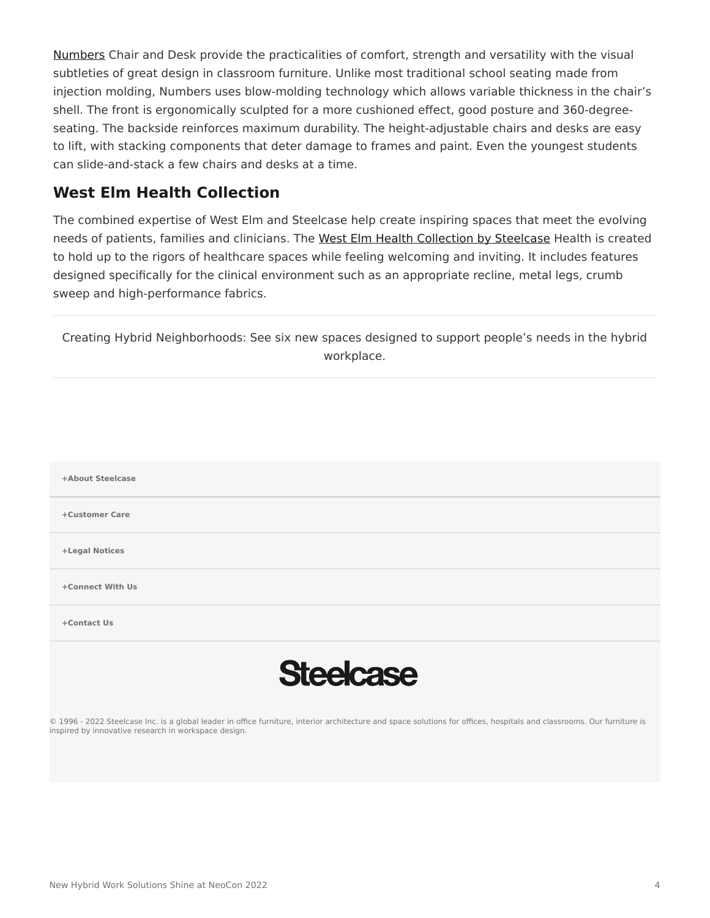Numbers Chair and Desk provide the practicalities of comfort, strength and versatility with the visual subtleties of great design in classroom furniture. Unlike most traditional school seating made from injection molding, Numbers uses blow-molding technology which allows variable thickness in the chair's shell. The front is ergonomically sculpted for a more cushioned effect, good posture and 360-degree-seating. The backside reinforces maximum durability. The height-adjustable chairs and desks are easy to lift, with stacking components that deter damage to frames and paint. Even the youngest students can slide-and-stack a few chairs and desks at a time.

## West Elm Health Collection

The combined expertise of West Elm and Steelcase help create inspiring spaces that meet the evolving needs of patients, families and clinicians. The West Elm Health Collection by Steelcase Health is created to hold up to the rigors of healthcare spaces while feeling welcoming and inviting. It includes features designed specifically for the clinical environment such as an appropriate recline, metal legs, crumb sweep and high-performance fabrics.

---

Creating Hybrid Neighborhoods: See six new spaces designed to support people's needs in the hybrid workplace.

---

**+About Steelcase**

**+Customer Care**

**+Legal Notices**

**+Connect With Us**

**+Contact Us**

Steelcase

© 1996 - 2022 Steelcase Inc. is a global leader in office furniture, interior architecture and space solutions for offices, hospitals and classrooms. Our furniture is inspired by innovative research in workspace design.